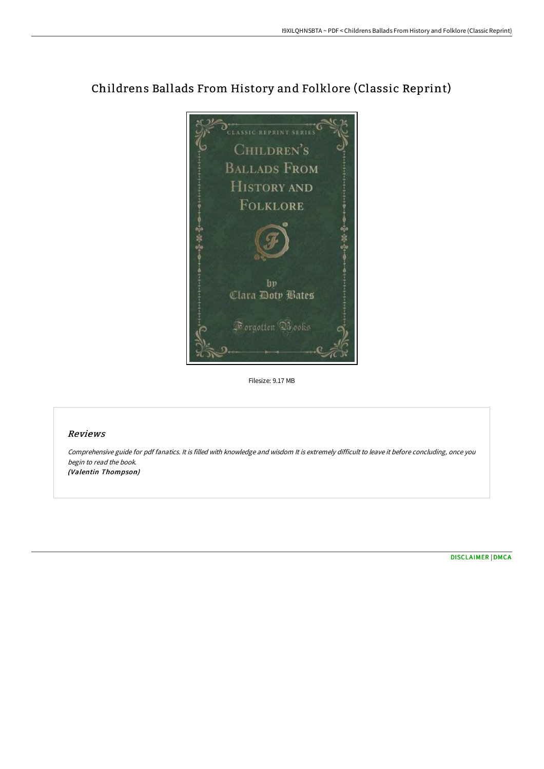# Childrens Ballads From History and Folklore (Classic Reprint)

Filesize: 9.17 MB

## Reviews

*Comprehensive guide for pdf fanatics. It is filled with knowledge and wisdom It is extremely difficult to leave it before concluding, once you begin to read the book.*
***(Valentin Thompson)***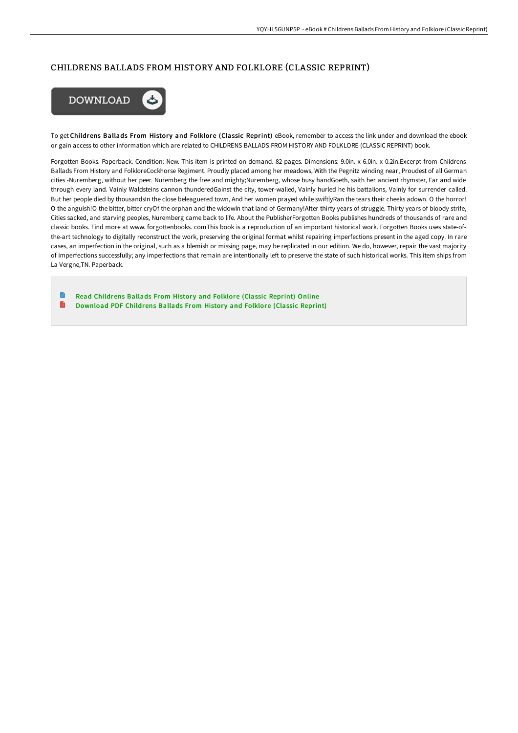# CHILDRENS BALLADS FROM HISTORY AND FOLKLORE (CLASSIC REPRINT)

DOWNLOAD

To get **Childrens Ballads From History and Folklore (Classic Reprint)** eBook, remember to access the link under and download the ebook or gain access to other information which are related to CHILDRENS BALLADS FROM HISTORY AND FOLKLORE (CLASSIC REPRINT) book.

Forgotten Books. Paperback. Condition: New. This item is printed on demand. 82 pages. Dimensions: 9.0in. x 6.0in. x 0.2in.Excerpt from Childrens Ballads From History and FolkloreCockhorse Regiment. Proudly placed among her meadows, With the Pegnitz winding near, Proudest of all German cities -Nuremberg, without her peer. Nuremberg the free and mighty;Nuremberg, whose busy handGoeth, saith her ancient rhymster, Far and wide through every land. Vainly Waldsteins cannon thunderedGainst the city, tower-walled, Vainly hurled he his battalions, Vainly for surrender called. But her people died by thousandsIn the close beleaguered town, And her women prayed while swiftlyRan the tears their cheeks adown. O the horror! O the anguish!O the bitter, bitter cryOf the orphan and the widowIn that land of Germany!After thirty years of struggle. Thirty years of bloody strife, Cities sacked, and starving peoples, Nuremberg came back to life. About the PublisherForgotten Books publishes hundreds of thousands of rare and classic books. Find more at www. forgottenbooks. comThis book is a reproduction of an important historical work. Forgotten Books uses state-of-the-art technology to digitally reconstruct the work, preserving the original format whilst repairing imperfections present in the aged copy. In rare cases, an imperfection in the original, such as a blemish or missing page, may be replicated in our edition. We do, however, repair the vast majority of imperfections successfully; any imperfections that remain are intentionally left to preserve the state of such historical works. This item ships from La Vergne,TN. Paperback.

- Read Childrens Ballads From History and Folklore (Classic Reprint) Online
- Download PDF Childrens Ballads From History and Folklore (Classic Reprint)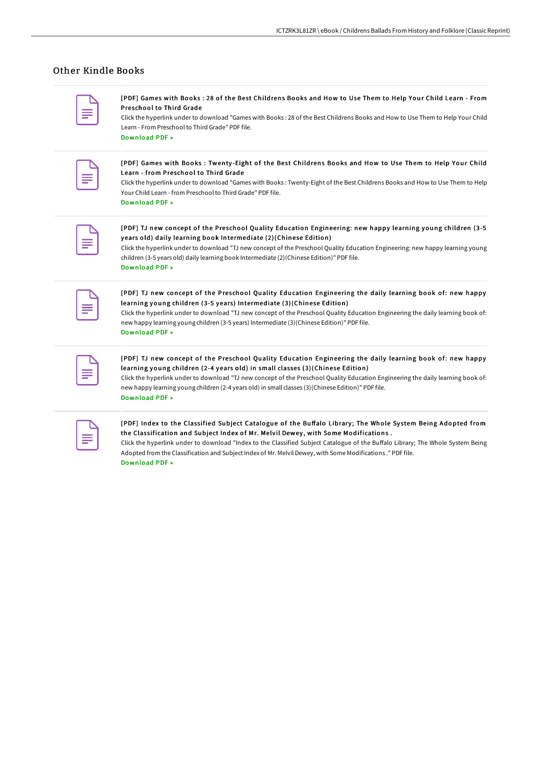## Other Kindle Books

**[PDF] Games with Books : 28 of the Best Childrens Books and How to Use Them to Help Your Child Learn - From Preschool to Third Grade**

Click the hyperlink under to download "Games with Books : 28 of the Best Childrens Books and How to Use Them to Help Your Child Learn - From Preschool to Third Grade" PDF file.

Download PDF »

**[PDF] Games with Books : Twenty-Eight of the Best Childrens Books and How to Use Them to Help Your Child Learn - from Preschool to Third Grade**

Click the hyperlink under to download "Games with Books : Twenty-Eight of the Best Childrens Books and How to Use Them to Help Your Child Learn - from Preschool to Third Grade" PDF file.

Download PDF »

**[PDF] TJ new concept of the Preschool Quality Education Engineering: new happy learning young children (3-5 years old) daily learning book Intermediate (2)(Chinese Edition)**

Click the hyperlink under to download "TJ new concept of the Preschool Quality Education Engineering: new happy learning young children (3-5 years old) daily learning book Intermediate (2)(Chinese Edition)" PDF file.

Download PDF »

**[PDF] TJ new concept of the Preschool Quality Education Engineering the daily learning book of: new happy learning young children (3-5 years) Intermediate (3)(Chinese Edition)**

Click the hyperlink under to download "TJ new concept of the Preschool Quality Education Engineering the daily learning book of: new happy learning young children (3-5 years) Intermediate (3)(Chinese Edition)" PDF file.

Download PDF »

**[PDF] TJ new concept of the Preschool Quality Education Engineering the daily learning book of: new happy learning young children (2-4 years old) in small classes (3)(Chinese Edition)**

Click the hyperlink under to download "TJ new concept of the Preschool Quality Education Engineering the daily learning book of: new happy learning young children (2-4 years old) in small classes (3)(Chinese Edition)" PDF file.

Download PDF »

**[PDF] Index to the Classified Subject Catalogue of the Buffalo Library; The Whole System Being Adopted from the Classification and Subject Index of Mr. Melvil Dewey, with Some Modifications .**

Click the hyperlink under to download "Index to the Classified Subject Catalogue of the Buffalo Library; The Whole System Being Adopted from the Classification and Subject Index of Mr. Melvil Dewey, with Some Modifications ." PDF file.

Download PDF »